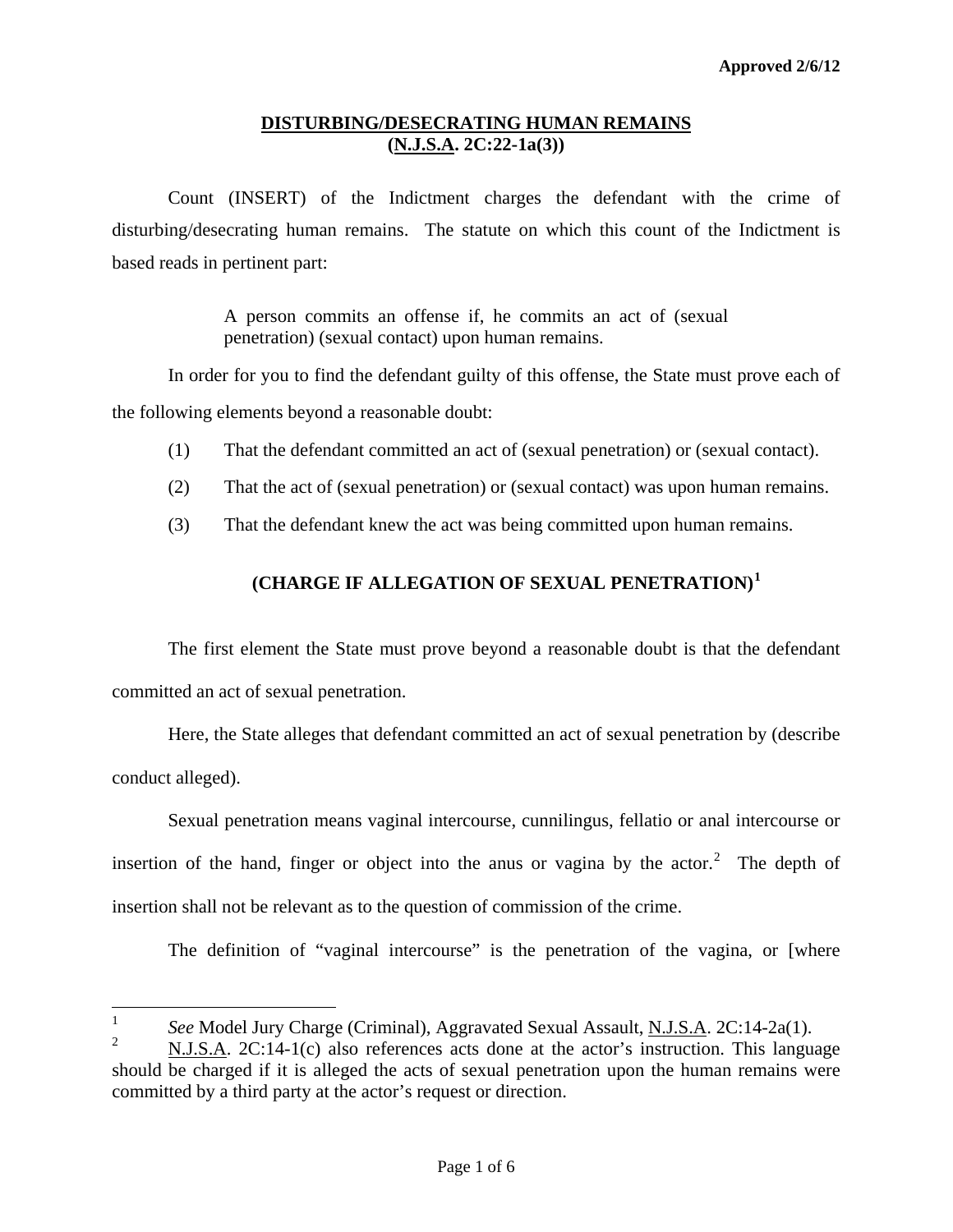**Approved 2/6/12**

## DISTURBING/DESECRATING HUMAN REMAINS (N.J.S.A. 2C:22-1a(3))

Count (INSERT) of the Indictment charges the defendant with the crime of disturbing/desecrating human remains. The statute on which this count of the Indictment is based reads in pertinent part:

> A person commits an offense if, he commits an act of (sexual penetration) (sexual contact) upon human remains.

In order for you to find the defendant guilty of this offense, the State must prove each of the following elements beyond a reasonable doubt:

(1) That the defendant committed an act of (sexual penetration) or (sexual contact).

(2) That the act of (sexual penetration) or (sexual contact) was upon human remains.

(3) That the defendant knew the act was being committed upon human remains.

### (CHARGE IF ALLEGATION OF SEXUAL PENETRATION)[1]

The first element the State must prove beyond a reasonable doubt is that the defendant committed an act of sexual penetration.

Here, the State alleges that defendant committed an act of sexual penetration by (describe conduct alleged).

Sexual penetration means vaginal intercourse, cunnilingus, fellatio or anal intercourse or insertion of the hand, finger or object into the anus or vagina by the actor.[2] The depth of insertion shall not be relevant as to the question of commission of the crime.

The definition of "vaginal intercourse" is the penetration of the vagina, or [where

---

[1] *See* Model Jury Charge (Criminal), Aggravated Sexual Assault, N.J.S.A. 2C:14-2a(1).

[2] N.J.S.A. 2C:14-1(c) also references acts done at the actor's instruction. This language should be charged if it is alleged the acts of sexual penetration upon the human remains were committed by a third party at the actor's request or direction.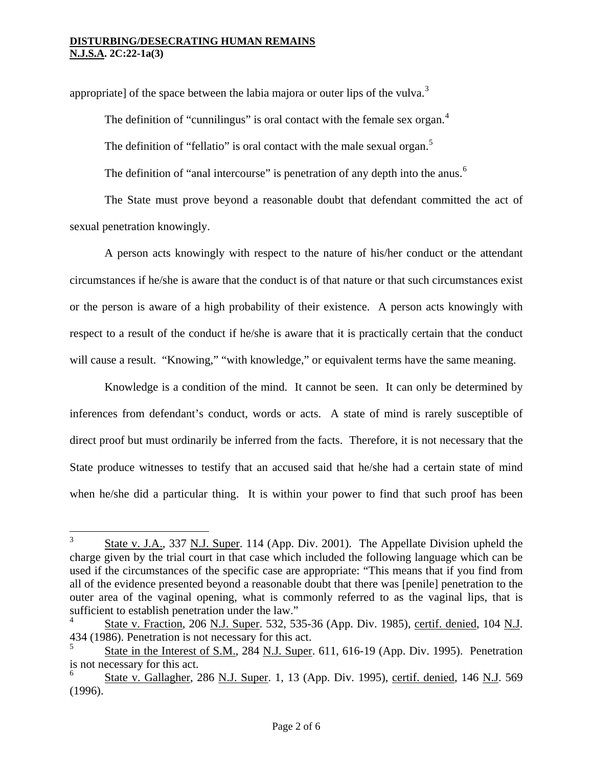appropriate] of the space between the labia majora or outer lips of the vulva.[3]

The definition of "cunnilingus" is oral contact with the female sex organ.[4]

The definition of "fellatio" is oral contact with the male sexual organ.[5]

The definition of "anal intercourse" is penetration of any depth into the anus.[6]

The State must prove beyond a reasonable doubt that defendant committed the act of sexual penetration knowingly.

A person acts knowingly with respect to the nature of his/her conduct or the attendant circumstances if he/she is aware that the conduct is of that nature or that such circumstances exist or the person is aware of a high probability of their existence. A person acts knowingly with respect to a result of the conduct if he/she is aware that it is practically certain that the conduct will cause a result. "Knowing," "with knowledge," or equivalent terms have the same meaning.

Knowledge is a condition of the mind. It cannot be seen. It can only be determined by inferences from defendant's conduct, words or acts. A state of mind is rarely susceptible of direct proof but must ordinarily be inferred from the facts. Therefore, it is not necessary that the State produce witnesses to testify that an accused said that he/she had a certain state of mind when he/she did a particular thing. It is within your power to find that such proof has been

---

[3] State v. J.A., 337 N.J. Super. 114 (App. Div. 2001). The Appellate Division upheld the charge given by the trial court in that case which included the following language which can be used if the circumstances of the specific case are appropriate: "This means that if you find from all of the evidence presented beyond a reasonable doubt that there was [penile] penetration to the outer area of the vaginal opening, what is commonly referred to as the vaginal lips, that is sufficient to establish penetration under the law."

[4] State v. Fraction, 206 N.J. Super. 532, 535-36 (App. Div. 1985), certif. denied, 104 N.J. 434 (1986). Penetration is not necessary for this act.

[5] State in the Interest of S.M., 284 N.J. Super. 611, 616-19 (App. Div. 1995). Penetration is not necessary for this act.

[6] State v. Gallagher, 286 N.J. Super. 1, 13 (App. Div. 1995), certif. denied, 146 N.J. 569 (1996).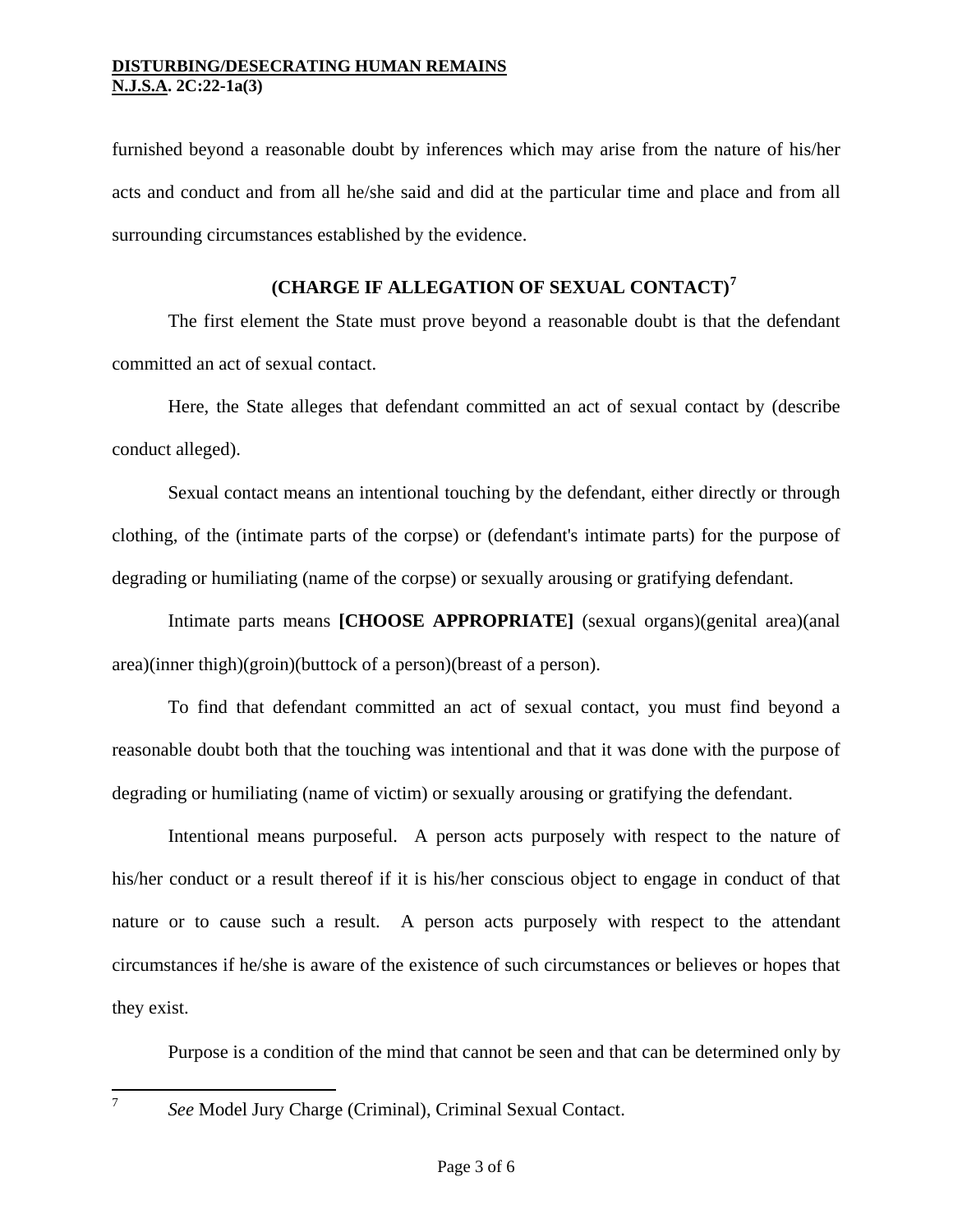furnished beyond a reasonable doubt by inferences which may arise from the nature of his/her acts and conduct and from all he/she said and did at the particular time and place and from all surrounding circumstances established by the evidence.

### (CHARGE IF ALLEGATION OF SEXUAL CONTACT)[7]

The first element the State must prove beyond a reasonable doubt is that the defendant committed an act of sexual contact.

Here, the State alleges that defendant committed an act of sexual contact by (describe conduct alleged).

Sexual contact means an intentional touching by the defendant, either directly or through clothing, of the (intimate parts of the corpse) or (defendant's intimate parts) for the purpose of degrading or humiliating (name of the corpse) or sexually arousing or gratifying defendant.

Intimate parts means **[CHOOSE APPROPRIATE]** (sexual organs)(genital area)(anal area)(inner thigh)(groin)(buttock of a person)(breast of a person).

To find that defendant committed an act of sexual contact, you must find beyond a reasonable doubt both that the touching was intentional and that it was done with the purpose of degrading or humiliating (name of victim) or sexually arousing or gratifying the defendant.

Intentional means purposeful. A person acts purposely with respect to the nature of his/her conduct or a result thereof if it is his/her conscious object to engage in conduct of that nature or to cause such a result. A person acts purposely with respect to the attendant circumstances if he/she is aware of the existence of such circumstances or believes or hopes that they exist.

Purpose is a condition of the mind that cannot be seen and that can be determined only by

---

[7] *See* Model Jury Charge (Criminal), Criminal Sexual Contact.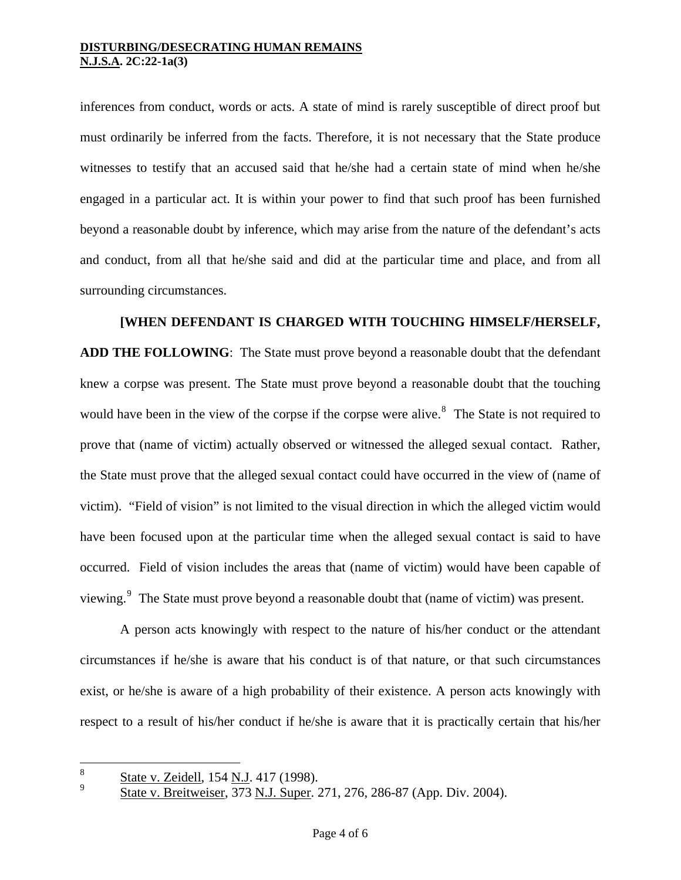inferences from conduct, words or acts. A state of mind is rarely susceptible of direct proof but must ordinarily be inferred from the facts. Therefore, it is not necessary that the State produce witnesses to testify that an accused said that he/she had a certain state of mind when he/she engaged in a particular act. It is within your power to find that such proof has been furnished beyond a reasonable doubt by inference, which may arise from the nature of the defendant's acts and conduct, from all that he/she said and did at the particular time and place, and from all surrounding circumstances.

**[WHEN DEFENDANT IS CHARGED WITH TOUCHING HIMSELF/HERSELF, ADD THE FOLLOWING**: The State must prove beyond a reasonable doubt that the defendant knew a corpse was present. The State must prove beyond a reasonable doubt that the touching would have been in the view of the corpse if the corpse were alive.[8] The State is not required to prove that (name of victim) actually observed or witnessed the alleged sexual contact. Rather, the State must prove that the alleged sexual contact could have occurred in the view of (name of victim). "Field of vision" is not limited to the visual direction in which the alleged victim would have been focused upon at the particular time when the alleged sexual contact is said to have occurred. Field of vision includes the areas that (name of victim) would have been capable of viewing.[9] The State must prove beyond a reasonable doubt that (name of victim) was present.

A person acts knowingly with respect to the nature of his/her conduct or the attendant circumstances if he/she is aware that his conduct is of that nature, or that such circumstances exist, or he/she is aware of a high probability of their existence. A person acts knowingly with respect to a result of his/her conduct if he/she is aware that it is practically certain that his/her

---

[8] State v. Zeidell, 154 N.J. 417 (1998).

[9] State v. Breitweiser, 373 N.J. Super. 271, 276, 286-87 (App. Div. 2004).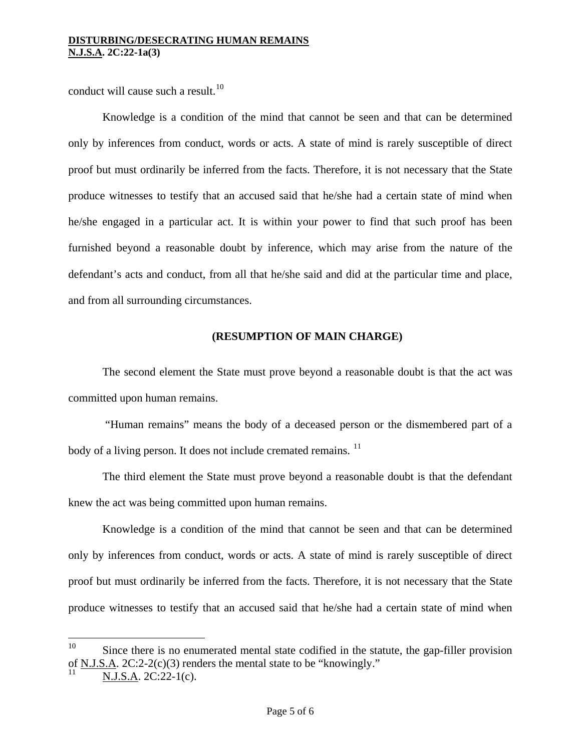conduct will cause such a result.[10]

Knowledge is a condition of the mind that cannot be seen and that can be determined only by inferences from conduct, words or acts. A state of mind is rarely susceptible of direct proof but must ordinarily be inferred from the facts. Therefore, it is not necessary that the State produce witnesses to testify that an accused said that he/she had a certain state of mind when he/she engaged in a particular act. It is within your power to find that such proof has been furnished beyond a reasonable doubt by inference, which may arise from the nature of the defendant's acts and conduct, from all that he/she said and did at the particular time and place, and from all surrounding circumstances.

**(RESUMPTION OF MAIN CHARGE)**

The second element the State must prove beyond a reasonable doubt is that the act was committed upon human remains.

"Human remains" means the body of a deceased person or the dismembered part of a body of a living person. It does not include cremated remains.[11]

The third element the State must prove beyond a reasonable doubt is that the defendant knew the act was being committed upon human remains.

Knowledge is a condition of the mind that cannot be seen and that can be determined only by inferences from conduct, words or acts. A state of mind is rarely susceptible of direct proof but must ordinarily be inferred from the facts. Therefore, it is not necessary that the State produce witnesses to testify that an accused said that he/she had a certain state of mind when

---

[10] Since there is no enumerated mental state codified in the statute, the gap-filler provision of N.J.S.A. 2C:2-2(c)(3) renders the mental state to be "knowingly."

[11] N.J.S.A. 2C:22-1(c).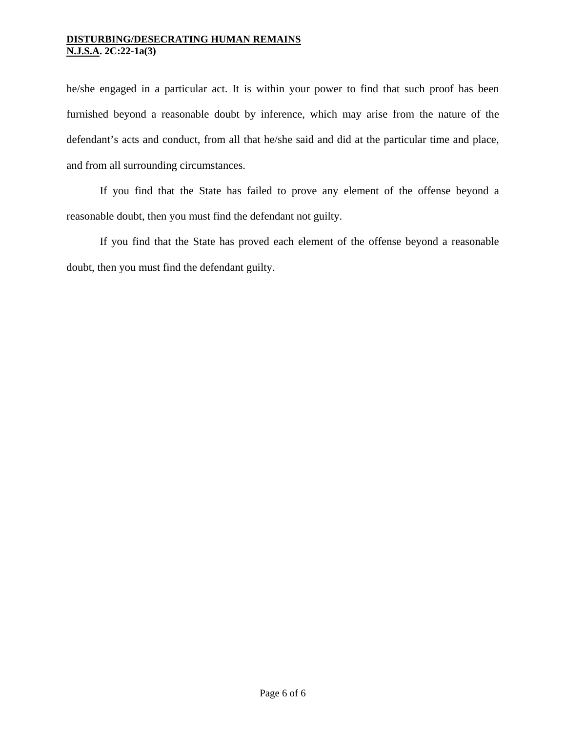he/she engaged in a particular act. It is within your power to find that such proof has been furnished beyond a reasonable doubt by inference, which may arise from the nature of the defendant's acts and conduct, from all that he/she said and did at the particular time and place, and from all surrounding circumstances.

If you find that the State has failed to prove any element of the offense beyond a reasonable doubt, then you must find the defendant not guilty.

If you find that the State has proved each element of the offense beyond a reasonable doubt, then you must find the defendant guilty.